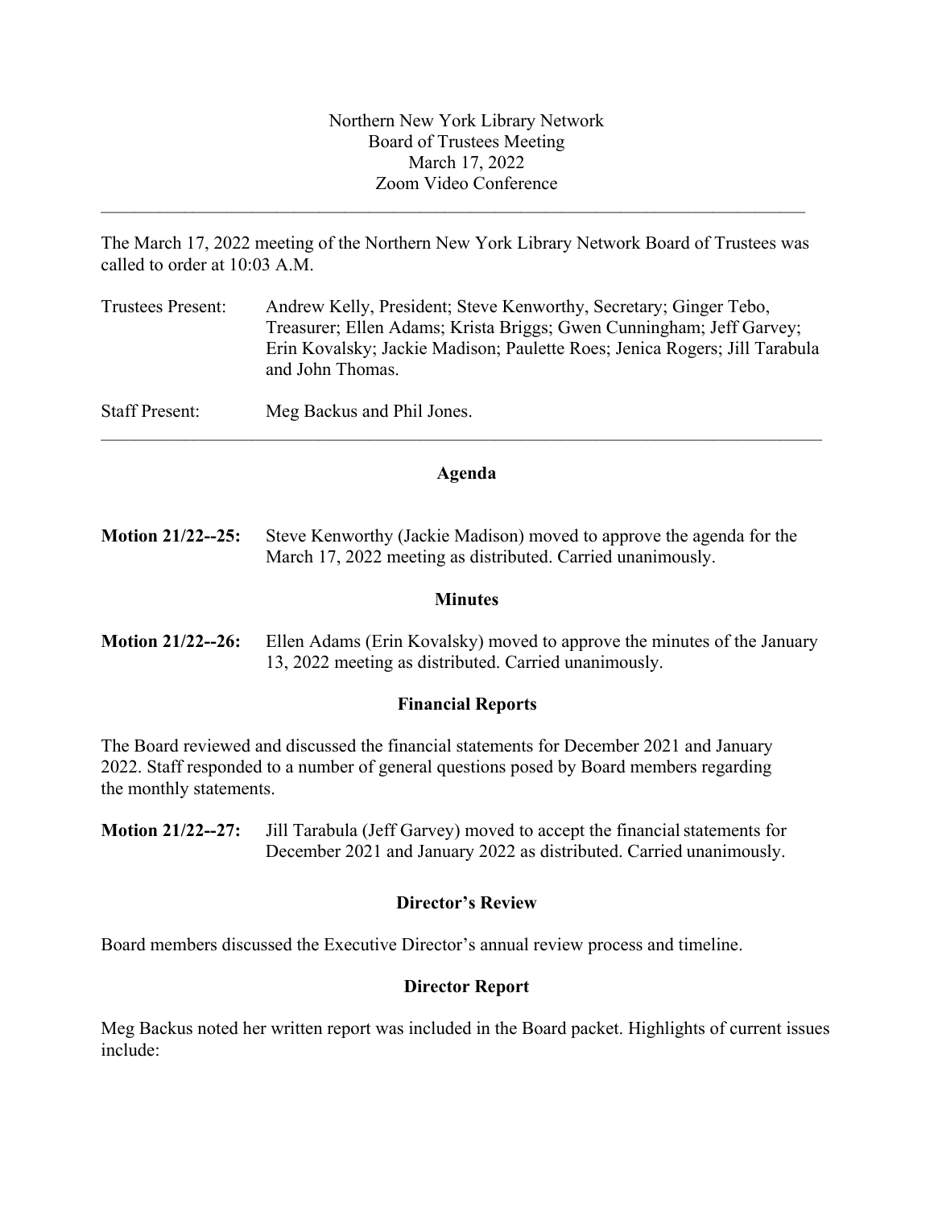Northern New York Library Network
Board of Trustees Meeting
March 17, 2022
Zoom Video Conference

---

The March 17, 2022 meeting of the Northern New York Library Network Board of Trustees was called to order at 10:03 A.M.

| | |
|---|---|
| Trustees Present: | Andrew Kelly, President; Steve Kenworthy, Secretary; Ginger Tebo, Treasurer; Ellen Adams; Krista Briggs; Gwen Cunningham; Jeff Garvey; Erin Kovalsky; Jackie Madison; Paulette Roes; Jenica Rogers; Jill Tarabula and John Thomas. |
| Staff Present: | Meg Backus and Phil Jones. |

---

## Agenda

**Motion 21/22--25:** Steve Kenworthy (Jackie Madison) moved to approve the agenda for the March 17, 2022 meeting as distributed. Carried unanimously.

## Minutes

**Motion 21/22--26:** Ellen Adams (Erin Kovalsky) moved to approve the minutes of the January 13, 2022 meeting as distributed. Carried unanimously.

## Financial Reports

The Board reviewed and discussed the financial statements for December 2021 and January 2022. Staff responded to a number of general questions posed by Board members regarding the monthly statements.

**Motion 21/22--27:** Jill Tarabula (Jeff Garvey) moved to accept the financial statements for December 2021 and January 2022 as distributed. Carried unanimously.

## Director's Review

Board members discussed the Executive Director's annual review process and timeline.

## Director Report

Meg Backus noted her written report was included in the Board packet. Highlights of current issues include: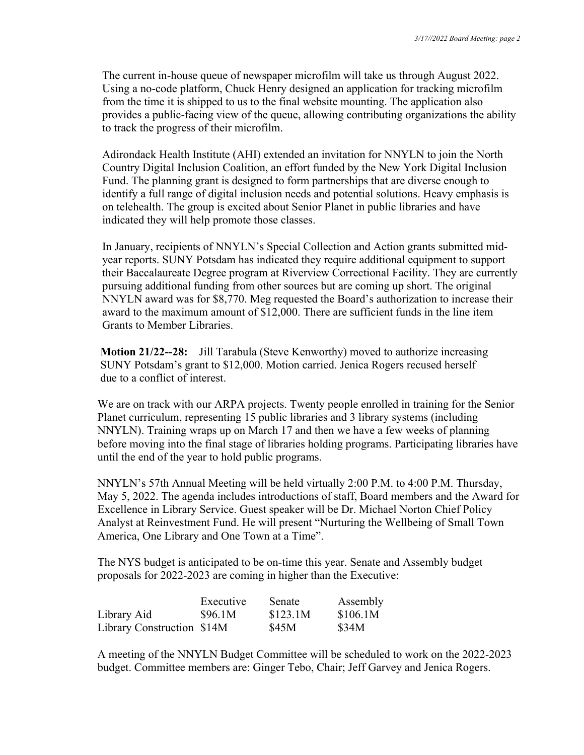The current in-house queue of newspaper microfilm will take us through August 2022. Using a no-code platform, Chuck Henry designed an application for tracking microfilm from the time it is shipped to us to the final website mounting. The application also provides a public-facing view of the queue, allowing contributing organizations the ability to track the progress of their microfilm.

Adirondack Health Institute (AHI) extended an invitation for NNYLN to join the North Country Digital Inclusion Coalition, an effort funded by the New York Digital Inclusion Fund. The planning grant is designed to form partnerships that are diverse enough to identify a full range of digital inclusion needs and potential solutions. Heavy emphasis is on telehealth. The group is excited about Senior Planet in public libraries and have indicated they will help promote those classes.

In January, recipients of NNYLN's Special Collection and Action grants submitted mid-year reports. SUNY Potsdam has indicated they require additional equipment to support their Baccalaureate Degree program at Riverview Correctional Facility. They are currently pursuing additional funding from other sources but are coming up short. The original NNYLN award was for $8,770. Meg requested the Board's authorization to increase their award to the maximum amount of $12,000. There are sufficient funds in the line item Grants to Member Libraries.

**Motion 21/22--28:** Jill Tarabula (Steve Kenworthy) moved to authorize increasing SUNY Potsdam's grant to $12,000. Motion carried. Jenica Rogers recused herself due to a conflict of interest.

We are on track with our ARPA projects. Twenty people enrolled in training for the Senior Planet curriculum, representing 15 public libraries and 3 library systems (including NNYLN). Training wraps up on March 17 and then we have a few weeks of planning before moving into the final stage of libraries holding programs. Participating libraries have until the end of the year to hold public programs.

NNYLN's 57th Annual Meeting will be held virtually 2:00 P.M. to 4:00 P.M. Thursday, May 5, 2022. The agenda includes introductions of staff, Board members and the Award for Excellence in Library Service. Guest speaker will be Dr. Michael Norton Chief Policy Analyst at Reinvestment Fund. He will present "Nurturing the Wellbeing of Small Town America, One Library and One Town at a Time".

The NYS budget is anticipated to be on-time this year. Senate and Assembly budget proposals for 2022-2023 are coming in higher than the Executive:

| | Executive | Senate | Assembly |
|---|---|---|---|
| Library Aid | $96.1M | $123.1M | $106.1M |
| Library Construction | $14M | $45M | $34M |

A meeting of the NNYLN Budget Committee will be scheduled to work on the 2022-2023 budget. Committee members are: Ginger Tebo, Chair; Jeff Garvey and Jenica Rogers.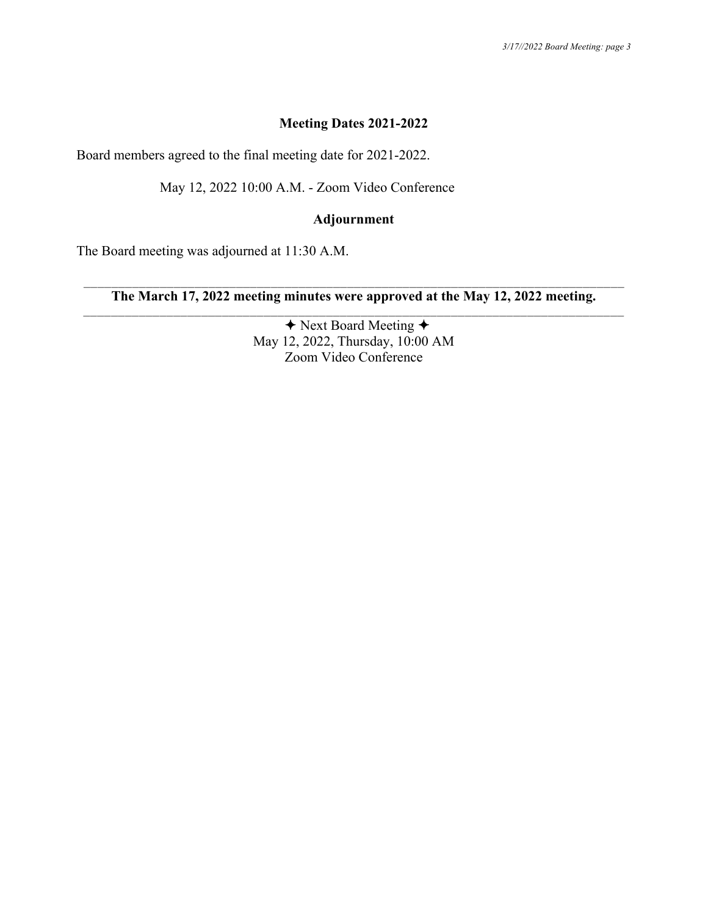## Meeting Dates 2021-2022

Board members agreed to the final meeting date for 2021-2022.

May 12, 2022 10:00 A.M. - Zoom Video Conference

## Adjournment

The Board meeting was adjourned at 11:30 A.M.

---

**The March 17, 2022 meeting minutes were approved at the May 12, 2022 meeting.**

---

✦ Next Board Meeting ✦
May 12, 2022, Thursday, 10:00 AM
Zoom Video Conference